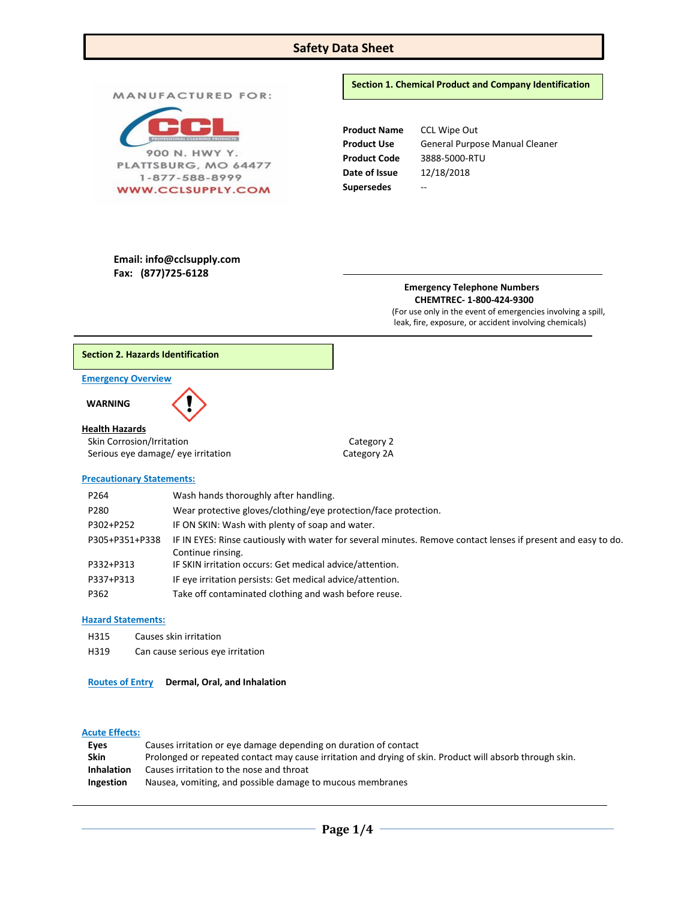# Safety Data Sheet

MANUFACTURED FOR:

CCL PROFESSIONAL CLEANING PRODUCTS

900 N. HWY Y.
PLATTSBURG, MO 64477
1-877-588-8999
WWW.CCLSUPPLY.COM

**Email: info@cclsupply.com**
**Fax: (877)725-6128**

## Section 1. Chemical Product and Company Identification

| | |
|---|---|
| **Product Name** | CCL Wipe Out |
| **Product Use** | General Purpose Manual Cleaner |
| **Product Code** | 3888-5000-RTU |
| **Date of Issue** | 12/18/2018 |
| **Supersedes** | -- |

**Emergency Telephone Numbers**
**CHEMTREC- 1-800-424-9300**
(For use only in the event of emergencies involving a spill, leak, fire, exposure, or accident involving chemicals)

## Section 2. Hazards Identification

### Emergency Overview

**WARNING**

**Health Hazards**

| | |
|---|---|
| Skin Corrosion/Irritation | Category 2 |
| Serious eye damage/ eye irritation | Category 2A |

### Precautionary Statements:

| | |
|---|---|
| P264 | Wash hands thoroughly after handling. |
| P280 | Wear protective gloves/clothing/eye protection/face protection. |
| P302+P252 | IF ON SKIN: Wash with plenty of soap and water. |
| P305+P351+P338 | IF IN EYES: Rinse cautiously with water for several minutes. Remove contact lenses if present and easy to do. Continue rinsing. |
| P332+P313 | IF SKIN irritation occurs: Get medical advice/attention. |
| P337+P313 | IF eye irritation persists: Get medical advice/attention. |
| P362 | Take off contaminated clothing and wash before reuse. |

### Hazard Statements:

| | |
|---|---|
| H315 | Causes skin irritation |
| H319 | Can cause serious eye irritation |

**Routes of Entry** **Dermal, Oral, and Inhalation**

### Acute Effects:

| | |
|---|---|
| **Eyes** | Causes irritation or eye damage depending on duration of contact |
| **Skin** | Prolonged or repeated contact may cause irritation and drying of skin. Product will absorb through skin. |
| **Inhalation** | Causes irritation to the nose and throat |
| **Ingestion** | Nausea, vomiting, and possible damage to mucous membranes |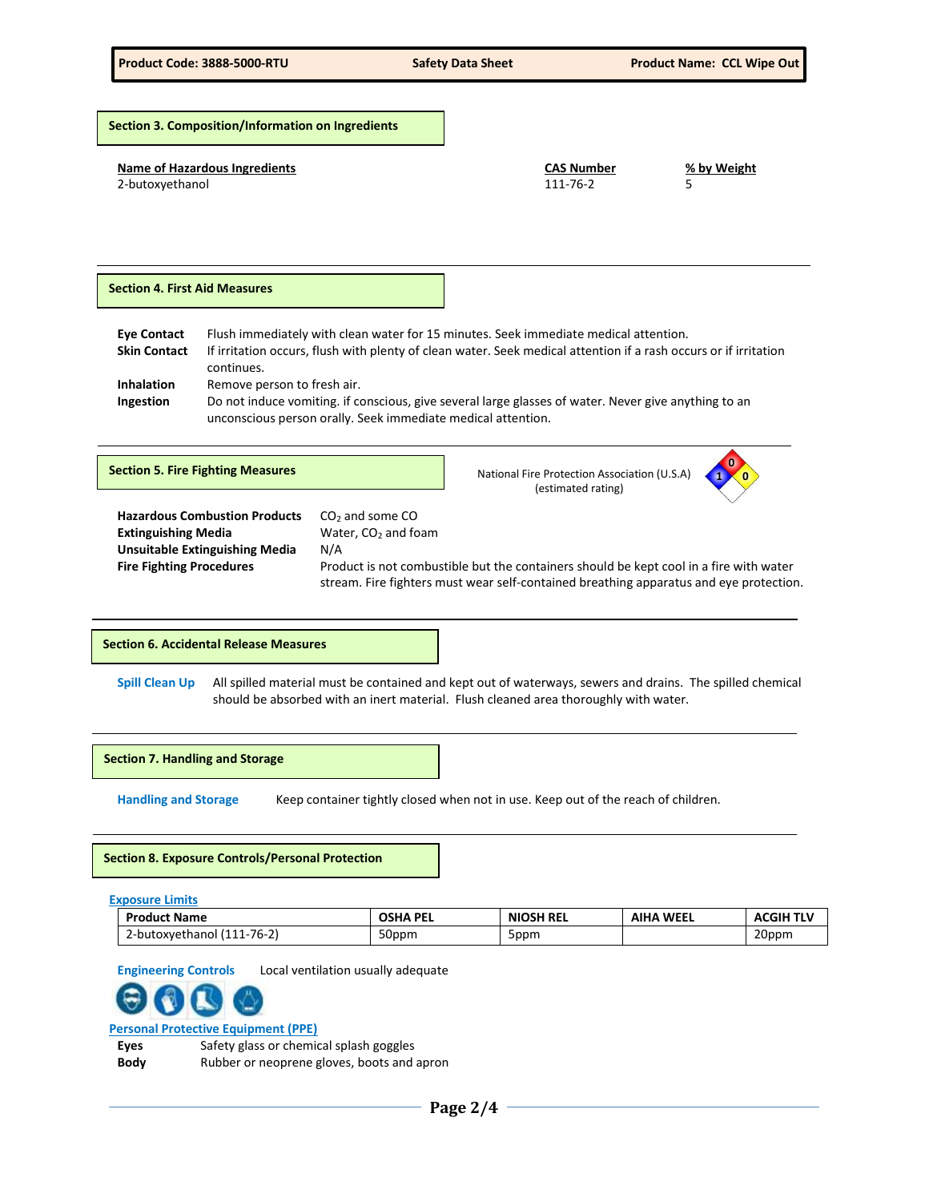## Section 3. Composition/Information on Ingredients

| Name of Hazardous Ingredients | CAS Number | % by Weight |
|---|---|---|
| 2-butoxyethanol | 111-76-2 | 5 |

## Section 4. First Aid Measures

**Eye Contact** Flush immediately with clean water for 15 minutes. Seek immediate medical attention.

**Skin Contact** If irritation occurs, flush with plenty of clean water. Seek medical attention if a rash occurs or if irritation continues.

**Inhalation** Remove person to fresh air.

**Ingestion** Do not induce vomiting. if conscious, give several large glasses of water. Never give anything to an unconscious person orally. Seek immediate medical attention.

## Section 5. Fire Fighting Measures

National Fire Protection Association (U.S.A) (estimated rating)

Health: 1, Flammability: 0, Instability: 0

**Hazardous Combustion Products** $CO_2$ and some CO

**Extinguishing Media** Water, $CO_2$ and foam

**Unsuitable Extinguishing Media** N/A

**Fire Fighting Procedures** Product is not combustible but the containers should be kept cool in a fire with water stream. Fire fighters must wear self-contained breathing apparatus and eye protection.

## Section 6. Accidental Release Measures

**Spill Clean Up** All spilled material must be contained and kept out of waterways, sewers and drains. The spilled chemical should be absorbed with an inert material. Flush cleaned area thoroughly with water.

## Section 7. Handling and Storage

**Handling and Storage** Keep container tightly closed when not in use. Keep out of the reach of children.

## Section 8. Exposure Controls/Personal Protection

**Exposure Limits**

| Product Name | OSHA PEL | NIOSH REL | AIHA WEEL | ACGIH TLV |
|---|---|---|---|---|
| 2-butoxyethanol (111-76-2) | 50ppm | 5ppm | | 20ppm |

**Engineering Controls** Local ventilation usually adequate

**Personal Protective Equipment (PPE)**

**Eyes** Safety glass or chemical splash goggles

**Body** Rubber or neoprene gloves, boots and apron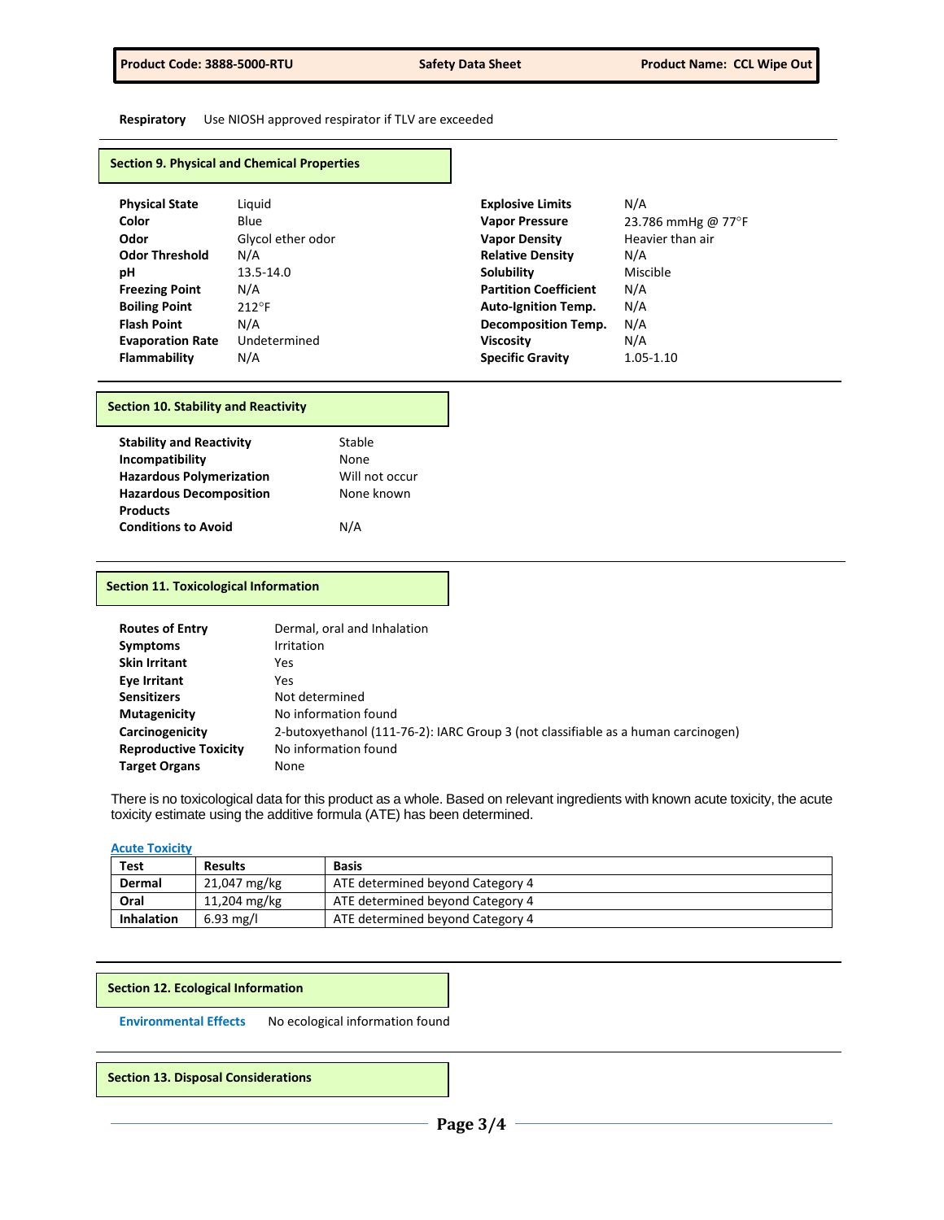**Respiratory** Use NIOSH approved respirator if TLV are exceeded

## Section 9. Physical and Chemical Properties

| | | | |
|---|---|---|---|
| **Physical State** | Liquid | **Explosive Limits** | N/A |
| **Color** | Blue | **Vapor Pressure** | 23.786 mmHg @ 77°F |
| **Odor** | Glycol ether odor | **Vapor Density** | Heavier than air |
| **Odor Threshold** | N/A | **Relative Density** | N/A |
| **pH** | 13.5-14.0 | **Solubility** | Miscible |
| **Freezing Point** | N/A | **Partition Coefficient** | N/A |
| **Boiling Point** | 212°F | **Auto-Ignition Temp.** | N/A |
| **Flash Point** | N/A | **Decomposition Temp.** | N/A |
| **Evaporation Rate** | Undetermined | **Viscosity** | N/A |
| **Flammability** | N/A | **Specific Gravity** | 1.05-1.10 |

## Section 10. Stability and Reactivity

| | |
|---|---|
| **Stability and Reactivity** | Stable |
| **Incompatibility** | None |
| **Hazardous Polymerization** | Will not occur |
| **Hazardous Decomposition Products** | None known |
| **Conditions to Avoid** | N/A |

## Section 11. Toxicological Information

| | |
|---|---|
| **Routes of Entry** | Dermal, oral and Inhalation |
| **Symptoms** | Irritation |
| **Skin Irritant** | Yes |
| **Eye Irritant** | Yes |
| **Sensitizers** | Not determined |
| **Mutagenicity** | No information found |
| **Carcinogenicity** | 2-butoxyethanol (111-76-2): IARC Group 3 (not classifiable as a human carcinogen) |
| **Reproductive Toxicity** | No information found |
| **Target Organs** | None |

There is no toxicological data for this product as a whole. Based on relevant ingredients with known acute toxicity, the acute toxicity estimate using the additive formula (ATE) has been determined.

**Acute Toxicity**

| Test | Results | Basis |
|---|---|---|
| **Dermal** | 21,047 mg/kg | ATE determined beyond Category 4 |
| **Oral** | 11,204 mg/kg | ATE determined beyond Category 4 |
| **Inhalation** | 6.93 mg/l | ATE determined beyond Category 4 |

## Section 12. Ecological Information

**Environmental Effects** No ecological information found

## Section 13. Disposal Considerations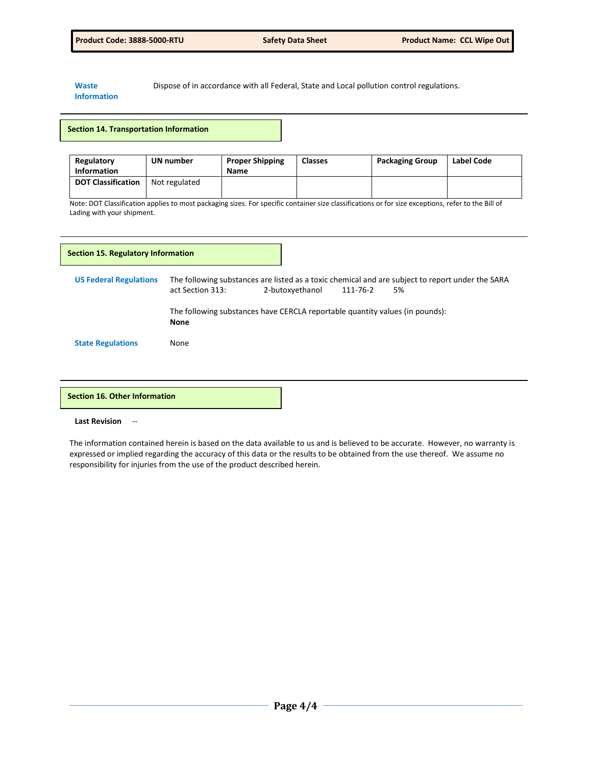**Waste Information** Dispose of in accordance with all Federal, State and Local pollution control regulations.

## Section 14. Transportation Information

| Regulatory Information | UN number | Proper Shipping Name | Classes | Packaging Group | Label Code |
|---|---|---|---|---|---|
| DOT Classification | Not regulated | | | | |

Note: DOT Classification applies to most packaging sizes. For specific container size classifications or for size exceptions, refer to the Bill of Lading with your shipment.

## Section 15. Regulatory Information

**US Federal Regulations** The following substances are listed as a toxic chemical and are subject to report under the SARA act Section 313: 2-butoxyethanol 111-76-2 5%

The following substances have CERCLA reportable quantity values (in pounds):
**None**

**State Regulations** None

## Section 16. Other Information

**Last Revision** --

The information contained herein is based on the data available to us and is believed to be accurate. However, no warranty is expressed or implied regarding the accuracy of this data or the results to be obtained from the use thereof. We assume no responsibility for injuries from the use of the product described herein.